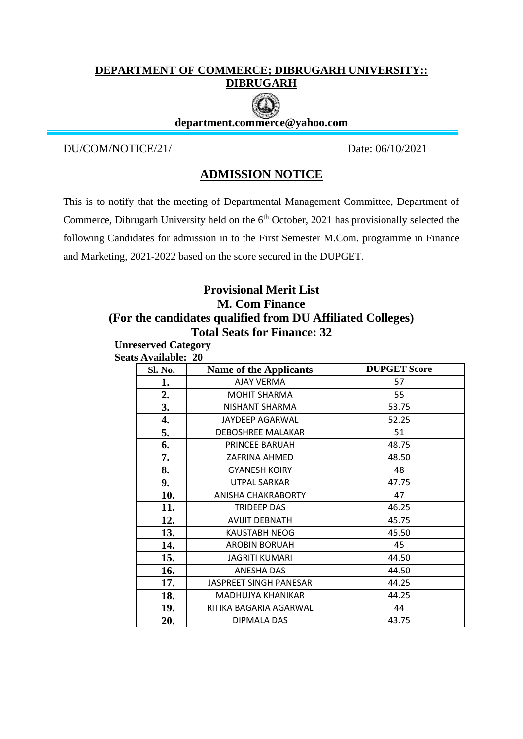**DEPARTMENT OF COMMERCE; DIBRUGARH UNIVERSITY:: DIBRUGARH**

**department.commerce@yahoo.com**

DU/COM/NOTICE/21/ Date: 06/10/2021

## ADMISSION NOTICE

This is to notify that the meeting of Departmental Management Committee, Department of Commerce, Dibrugarh University held on the 6th October, 2021 has provisionally selected the following Candidates for admission in to the First Semester M.Com. programme in Finance and Marketing, 2021-2022 based on the score secured in the DUPGET.

### Provisional Merit List
### M. Com Finance
### (For the candidates qualified from DU Affiliated Colleges)
### Total Seats for Finance: 32

**Unreserved Category**
**Seats Available: 20**

| Sl. No. | Name of the Applicants | DUPGET Score |
|---|---|---|
| 1. | AJAY VERMA | 57 |
| 2. | MOHIT SHARMA | 55 |
| 3. | NISHANT SHARMA | 53.75 |
| 4. | JAYDEEP AGARWAL | 52.25 |
| 5. | DEBOSHREE MALAKAR | 51 |
| 6. | PRINCEE BARUAH | 48.75 |
| 7. | ZAFRINA AHMED | 48.50 |
| 8. | GYANESH KOIRY | 48 |
| 9. | UTPAL SARKAR | 47.75 |
| 10. | ANISHA CHAKRABORTY | 47 |
| 11. | TRIDEEP DAS | 46.25 |
| 12. | AVIJIT DEBNATH | 45.75 |
| 13. | KAUSTABH NEOG | 45.50 |
| 14. | AROBIN BORUAH | 45 |
| 15. | JAGRITI KUMARI | 44.50 |
| 16. | ANESHA DAS | 44.50 |
| 17. | JASPREET SINGH PANESAR | 44.25 |
| 18. | MADHUJYA KHANIKAR | 44.25 |
| 19. | RITIKA BAGARIA AGARWAL | 44 |
| 20. | DIPMALA DAS | 43.75 |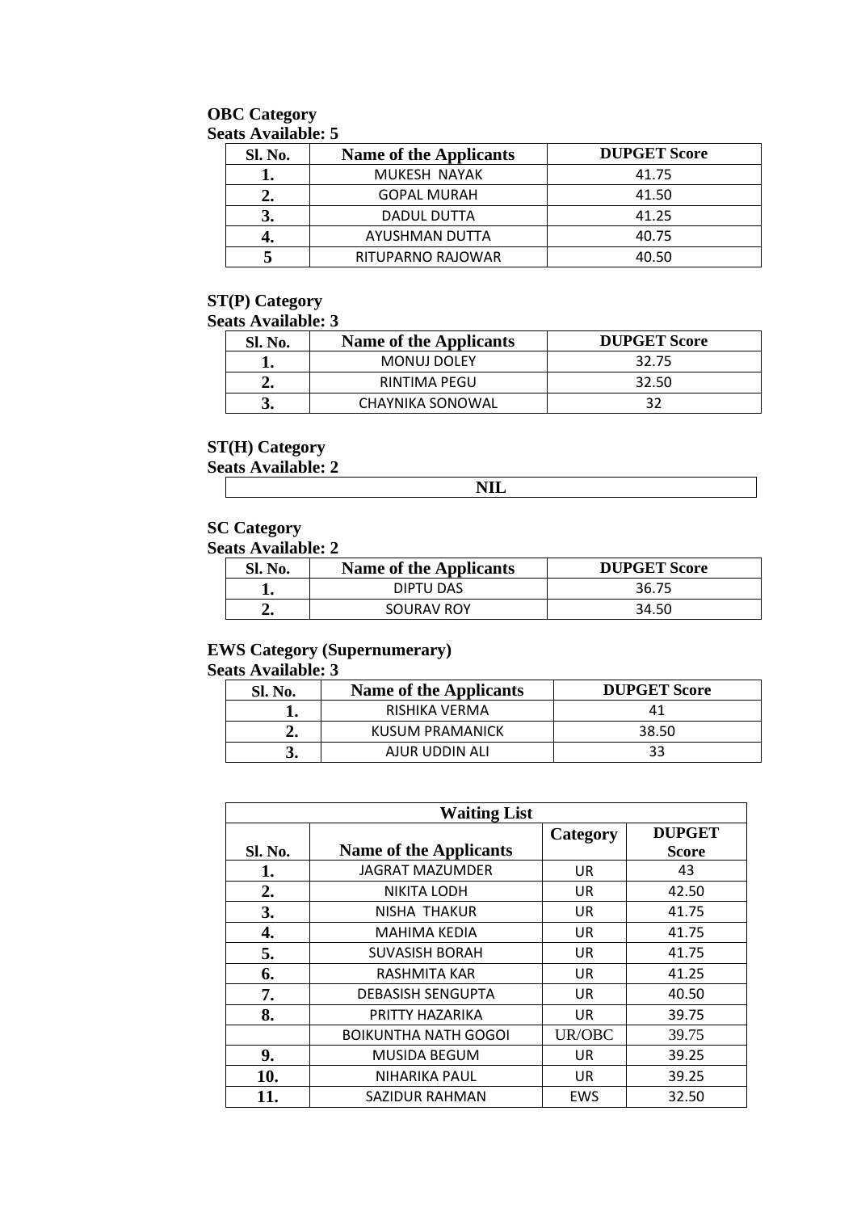**OBC Category**
**Seats Available: 5**

| Sl. No. | Name of the Applicants | DUPGET Score |
|---|---|---|
| 1. | MUKESH NAYAK | 41.75 |
| 2. | GOPAL MURAH | 41.50 |
| 3. | DADUL DUTTA | 41.25 |
| 4. | AYUSHMAN DUTTA | 40.75 |
| 5 | RITUPARNO RAJOWAR | 40.50 |

**ST(P) Category**
**Seats Available: 3**

| Sl. No. | Name of the Applicants | DUPGET Score |
|---|---|---|
| 1. | MONUJ DOLEY | 32.75 |
| 2. | RINTIMA PEGU | 32.50 |
| 3. | CHAYNIKA SONOWAL | 32 |

**ST(H) Category**
**Seats Available: 2**

| NIL |
|---|

**SC Category**
**Seats Available: 2**

| Sl. No. | Name of the Applicants | DUPGET Score |
|---|---|---|
| 1. | DIPTU DAS | 36.75 |
| 2. | SOURAV ROY | 34.50 |

**EWS Category (Supernumerary)**
**Seats Available: 3**

| Sl. No. | Name of the Applicants | DUPGET Score |
|---|---|---|
| 1. | RISHIKA VERMA | 41 |
| 2. | KUSUM PRAMANICK | 38.50 |
| 3. | AJUR UDDIN ALI | 33 |

| Waiting List | | | |
|---|---|---|---|
| Sl. No. | Name of the Applicants | Category | DUPGET Score |
| 1. | JAGRAT MAZUMDER | UR | 43 |
| 2. | NIKITA LODH | UR | 42.50 |
| 3. | NISHA THAKUR | UR | 41.75 |
| 4. | MAHIMA KEDIA | UR | 41.75 |
| 5. | SUVASISH BORAH | UR | 41.75 |
| 6. | RASHMITA KAR | UR | 41.25 |
| 7. | DEBASISH SENGUPTA | UR | 40.50 |
| 8. | PRITTY HAZARIKA | UR | 39.75 |
| | BOIKUNTHA NATH GOGOI | UR/OBC | 39.75 |
| 9. | MUSIDA BEGUM | UR | 39.25 |
| 10. | NIHARIKA PAUL | UR | 39.25 |
| 11. | SAZIDUR RAHMAN | EWS | 32.50 |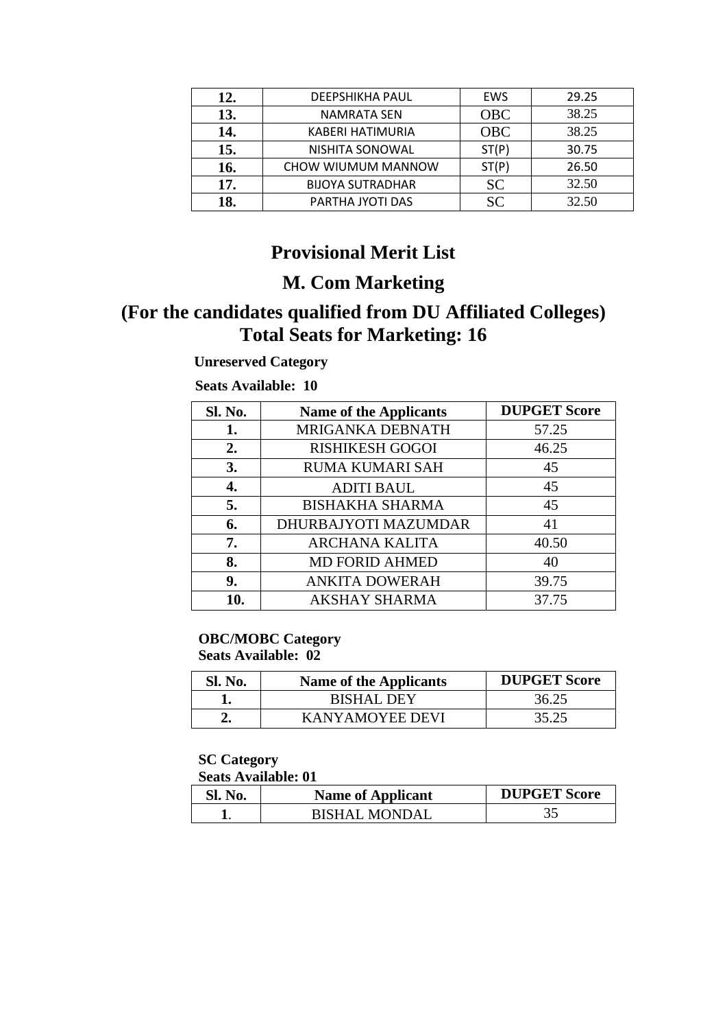| | | | |
|---|---|---|---|
| **12.** | DEEPSHIKHA PAUL | EWS | 29.25 |
| **13.** | NAMRATA SEN | OBC | 38.25 |
| **14.** | KABERI HATIMURIA | OBC | 38.25 |
| **15.** | NISHITA SONOWAL | ST(P) | 30.75 |
| **16.** | CHOW WIUMUM MANNOW | ST(P) | 26.50 |
| **17.** | BIJOYA SUTRADHAR | SC | 32.50 |
| **18.** | PARTHA JYOTI DAS | SC | 32.50 |

# Provisional Merit List

# M. Com Marketing

# (For the candidates qualified from DU Affiliated Colleges)

## Total Seats for Marketing: 16

**Unreserved Category**

**Seats Available: 10**

| Sl. No. | Name of the Applicants | DUPGET Score |
|---|---|---|
| **1.** | MRIGANKA DEBNATH | 57.25 |
| **2.** | RISHIKESH GOGOI | 46.25 |
| **3.** | RUMA KUMARI SAH | 45 |
| **4.** | ADITI BAUL | 45 |
| **5.** | BISHAKHA SHARMA | 45 |
| **6.** | DHURBAJYOTI MAZUMDAR | 41 |
| **7.** | ARCHANA KALITA | 40.50 |
| **8.** | MD FORID AHMED | 40 |
| **9.** | ANKITA DOWERAH | 39.75 |
| **10.** | AKSHAY SHARMA | 37.75 |

**OBC/MOBC Category**
**Seats Available: 02**

| Sl. No. | Name of the Applicants | DUPGET Score |
|---|---|---|
| **1.** | BISHAL DEY | 36.25 |
| **2.** | KANYAMOYEE DEVI | 35.25 |

**SC Category**
**Seats Available: 01**

| Sl. No. | Name of Applicant | DUPGET Score |
|---|---|---|
| **1.** | BISHAL MONDAL | 35 |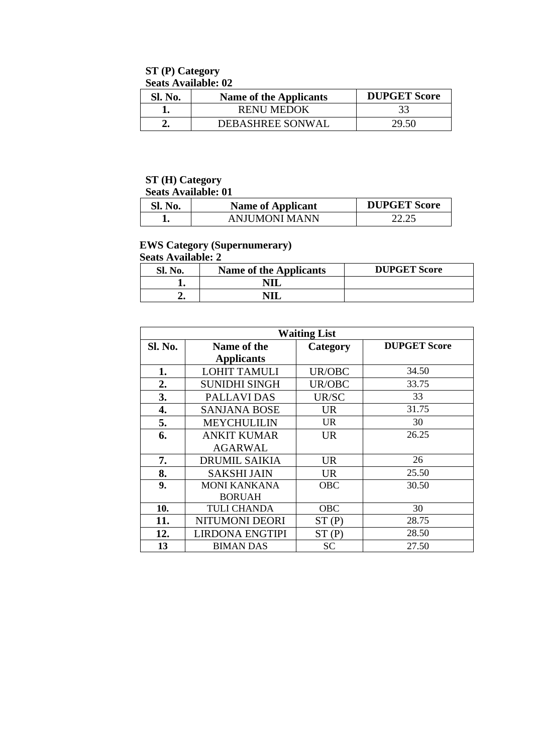**ST (P) Category**
**Seats Available: 02**

| Sl. No. | Name of the Applicants | DUPGET Score |
|---|---|---|
| **1.** | RENU MEDOK | 33 |
| **2.** | DEBASHREE SONWAL | 29.50 |

**ST (H) Category**
**Seats Available: 01**

| Sl. No. | Name of Applicant | DUPGET Score |
|---|---|---|
| **1.** | ANJUMONI MANN | 22.25 |

**EWS Category (Supernumerary)**
**Seats Available: 2**

| Sl. No. | Name of the Applicants | DUPGET Score |
|---|---|---|
| **1.** | **NIL** | |
| **2.** | **NIL** | |

| **Waiting List** | | | |
|---|---|---|---|
| **Sl. No.** | **Name of the Applicants** | **Category** | **DUPGET Score** |
| **1.** | LOHIT TAMULI | UR/OBC | 34.50 |
| **2.** | SUNIDHI SINGH | UR/OBC | 33.75 |
| **3.** | PALLAVI DAS | UR/SC | 33 |
| **4.** | SANJANA BOSE | UR | 31.75 |
| **5.** | MEYCHULILIN | UR | 30 |
| **6.** | ANKIT KUMAR AGARWAL | UR | 26.25 |
| **7.** | DRUMIL SAIKIA | UR | 26 |
| **8.** | SAKSHI JAIN | UR | 25.50 |
| **9.** | MONI KANKANA BORUAH | OBC | 30.50 |
| **10.** | TULI CHANDA | OBC | 30 |
| **11.** | NITUMONI DEORI | ST (P) | 28.75 |
| **12.** | LIRDONA ENGTIPI | ST (P) | 28.50 |
| **13** | BIMAN DAS | SC | 27.50 |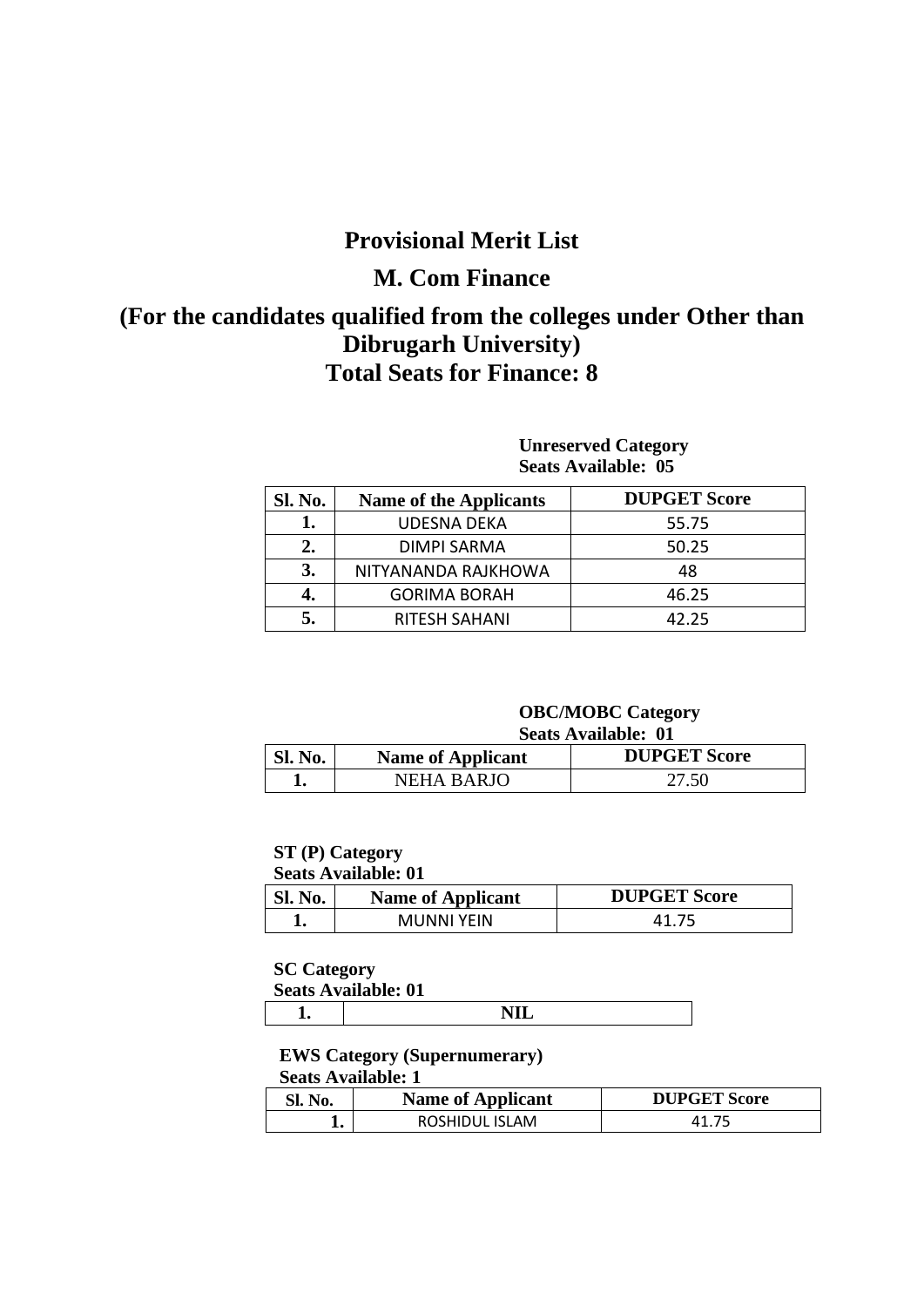# Provisional Merit List

## M. Com Finance

## (For the candidates qualified from the colleges under Other than Dibrugarh University)

## Total Seats for Finance: 8

**Unreserved Category**
**Seats Available: 05**

| Sl. No. | Name of the Applicants | DUPGET Score |
|---|---|---|
| 1. | UDESNA DEKA | 55.75 |
| 2. | DIMPI SARMA | 50.25 |
| 3. | NITYANANDA RAJKHOWA | 48 |
| 4. | GORIMA BORAH | 46.25 |
| 5. | RITESH SAHANI | 42.25 |

**OBC/MOBC Category**
**Seats Available: 01**

| Sl. No. | Name of Applicant | DUPGET Score |
|---|---|---|
| 1. | NEHA BARJO | 27.50 |

**ST (P) Category**
**Seats Available: 01**

| Sl. No. | Name of Applicant | DUPGET Score |
|---|---|---|
| 1. | MUNNI YEIN | 41.75 |

**SC Category**
**Seats Available: 01**

| | |
|---|---|
| 1. | NIL |

**EWS Category (Supernumerary)**
**Seats Available: 1**

| Sl. No. | Name of Applicant | DUPGET Score |
|---|---|---|
| 1. | ROSHIDUL ISLAM | 41.75 |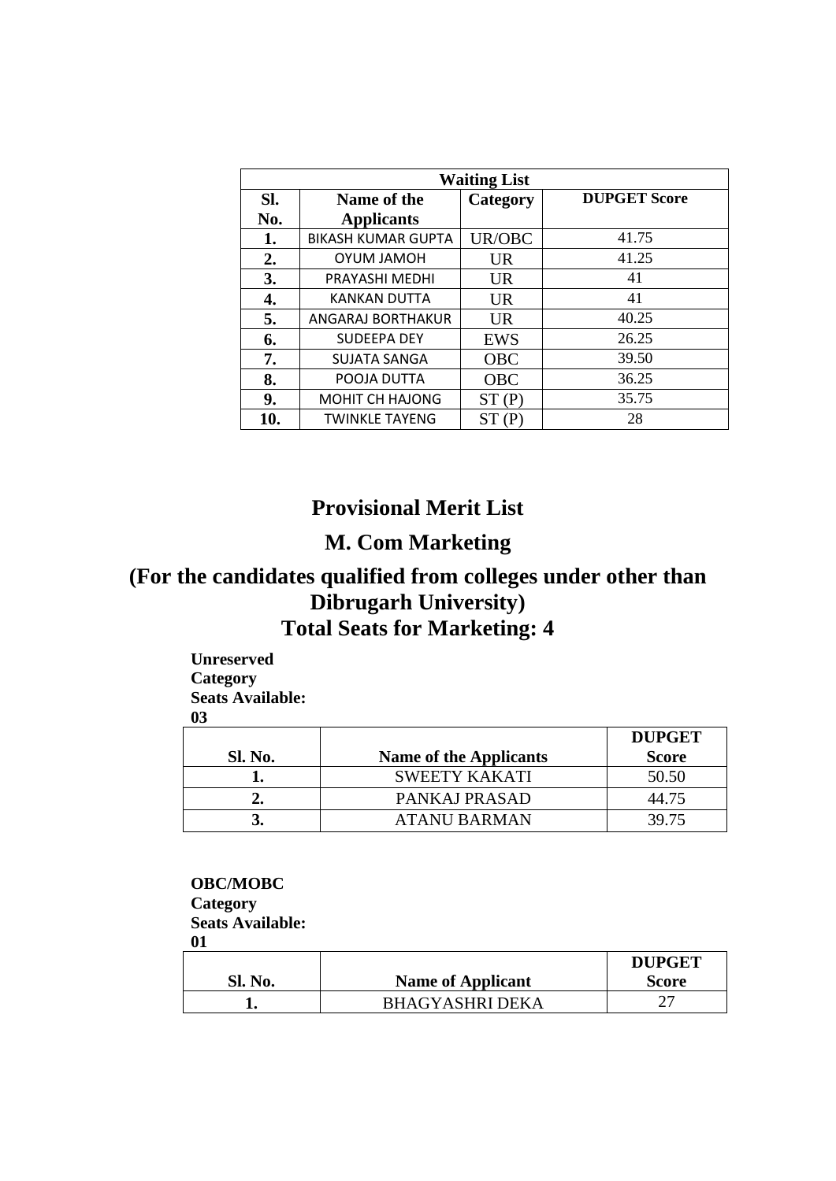| Waiting List | | | |
|---|---|---|---|
| **Sl. No.** | **Name of the Applicants** | **Category** | **DUPGET Score** |
| **1.** | BIKASH KUMAR GUPTA | UR/OBC | 41.75 |
| **2.** | OYUM JAMOH | UR | 41.25 |
| **3.** | PRAYASHI MEDHI | UR | 41 |
| **4.** | KANKAN DUTTA | UR | 41 |
| **5.** | ANGARAJ BORTHAKUR | UR | 40.25 |
| **6.** | SUDEEPA DEY | EWS | 26.25 |
| **7.** | SUJATA SANGA | OBC | 39.50 |
| **8.** | POOJA DUTTA | OBC | 36.25 |
| **9.** | MOHIT CH HAJONG | ST (P) | 35.75 |
| **10.** | TWINKLE TAYENG | ST (P) | 28 |

# Provisional Merit List

# M. Com Marketing

# (For the candidates qualified from colleges under other than Dibrugarh University)

# Total Seats for Marketing: 4

**Unreserved Category Seats Available: 03**

| Sl. No. | Name of the Applicants | DUPGET Score |
|---|---|---|
| **1.** | SWEETY KAKATI | 50.50 |
| **2.** | PANKAJ PRASAD | 44.75 |
| **3.** | ATANU BARMAN | 39.75 |

**OBC/MOBC Category Seats Available: 01**

| Sl. No. | Name of Applicant | DUPGET Score |
|---|---|---|
| **1.** | BHAGYASHRI DEKA | 27 |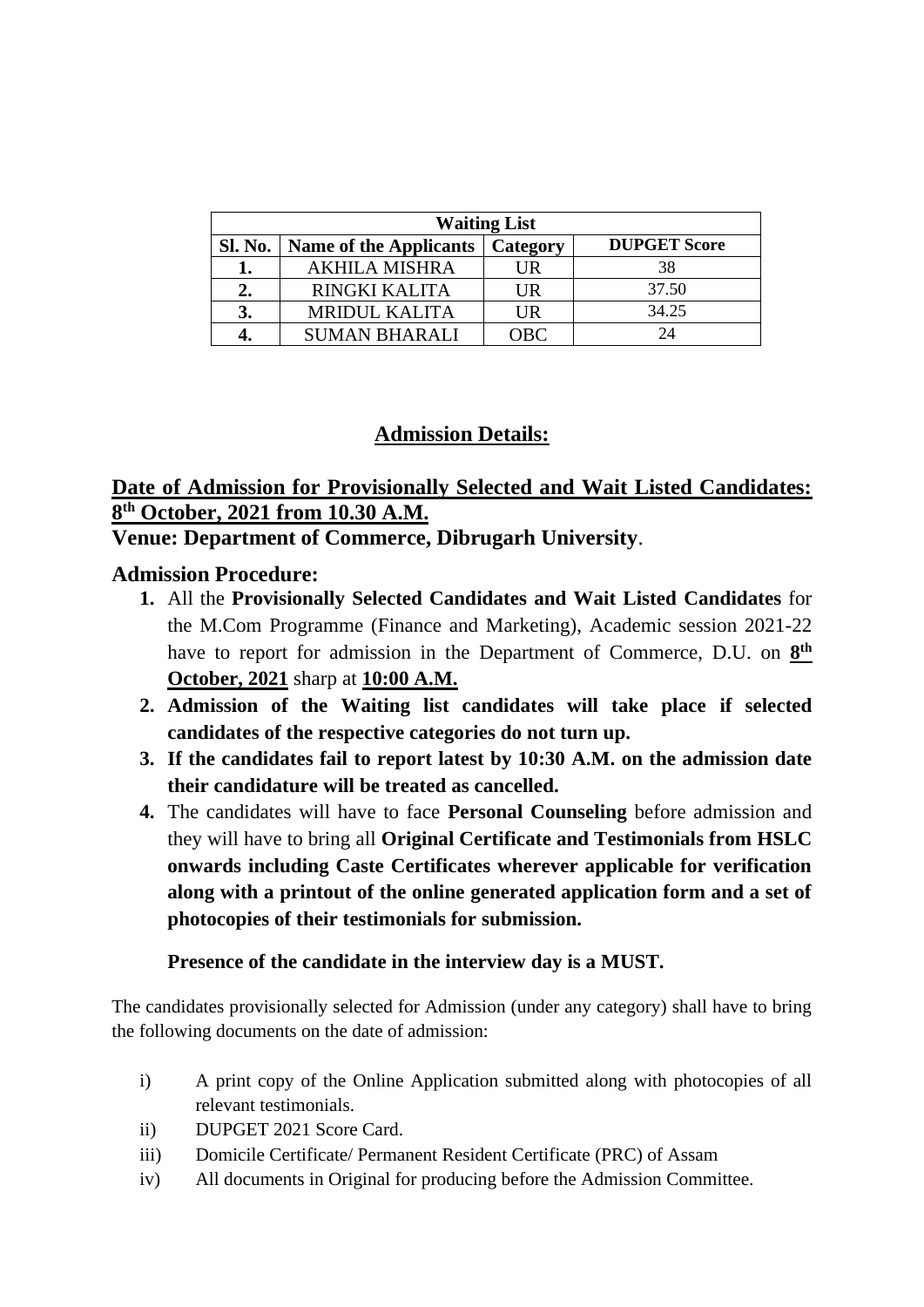| Waiting List | | | |
|---|---|---|---|
| **Sl. No.** | **Name of the Applicants** | **Category** | **DUPGET Score** |
| **1.** | AKHILA MISHRA | UR | 38 |
| **2.** | RINGKI KALITA | UR | 37.50 |
| **3.** | MRIDUL KALITA | UR | 34.25 |
| **4.** | SUMAN BHARALI | OBC | 24 |

## Admission Details:

**Date of Admission for Provisionally Selected and Wait Listed Candidates: 8th October, 2021 from 10.30 A.M.**

**Venue: Department of Commerce, Dibrugarh University**.

### Admission Procedure:

1. All the **Provisionally Selected Candidates and Wait Listed Candidates** for the M.Com Programme (Finance and Marketing), Academic session 2021-22 have to report for admission in the Department of Commerce, D.U. on **8th October, 2021** sharp at **10:00 A.M.**
2. **Admission of the Waiting list candidates will take place if selected candidates of the respective categories do not turn up.**
3. **If the candidates fail to report latest by 10:30 A.M. on the admission date their candidature will be treated as cancelled.**
4. The candidates will have to face **Personal Counseling** before admission and they will have to bring all **Original Certificate and Testimonials from HSLC onwards including Caste Certificates wherever applicable for verification along with a printout of the online generated application form and a set of photocopies of their testimonials for submission.**

   **Presence of the candidate in the interview day is a MUST.**

The candidates provisionally selected for Admission (under any category) shall have to bring the following documents on the date of admission:

i) A print copy of the Online Application submitted along with photocopies of all relevant testimonials.

ii) DUPGET 2021 Score Card.

iii) Domicile Certificate/ Permanent Resident Certificate (PRC) of Assam

iv) All documents in Original for producing before the Admission Committee.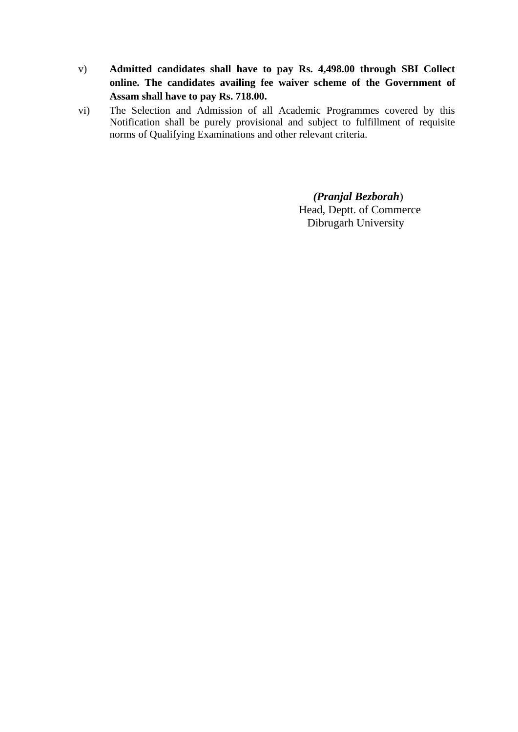v) **Admitted candidates shall have to pay Rs. 4,498.00 through SBI Collect online. The candidates availing fee waiver scheme of the Government of Assam shall have to pay Rs. 718.00.**

vi) The Selection and Admission of all Academic Programmes covered by this Notification shall be purely provisional and subject to fulfillment of requisite norms of Qualifying Examinations and other relevant criteria.

***(Pranjal Bezborah*)**
Head, Deptt. of Commerce
Dibrugarh University